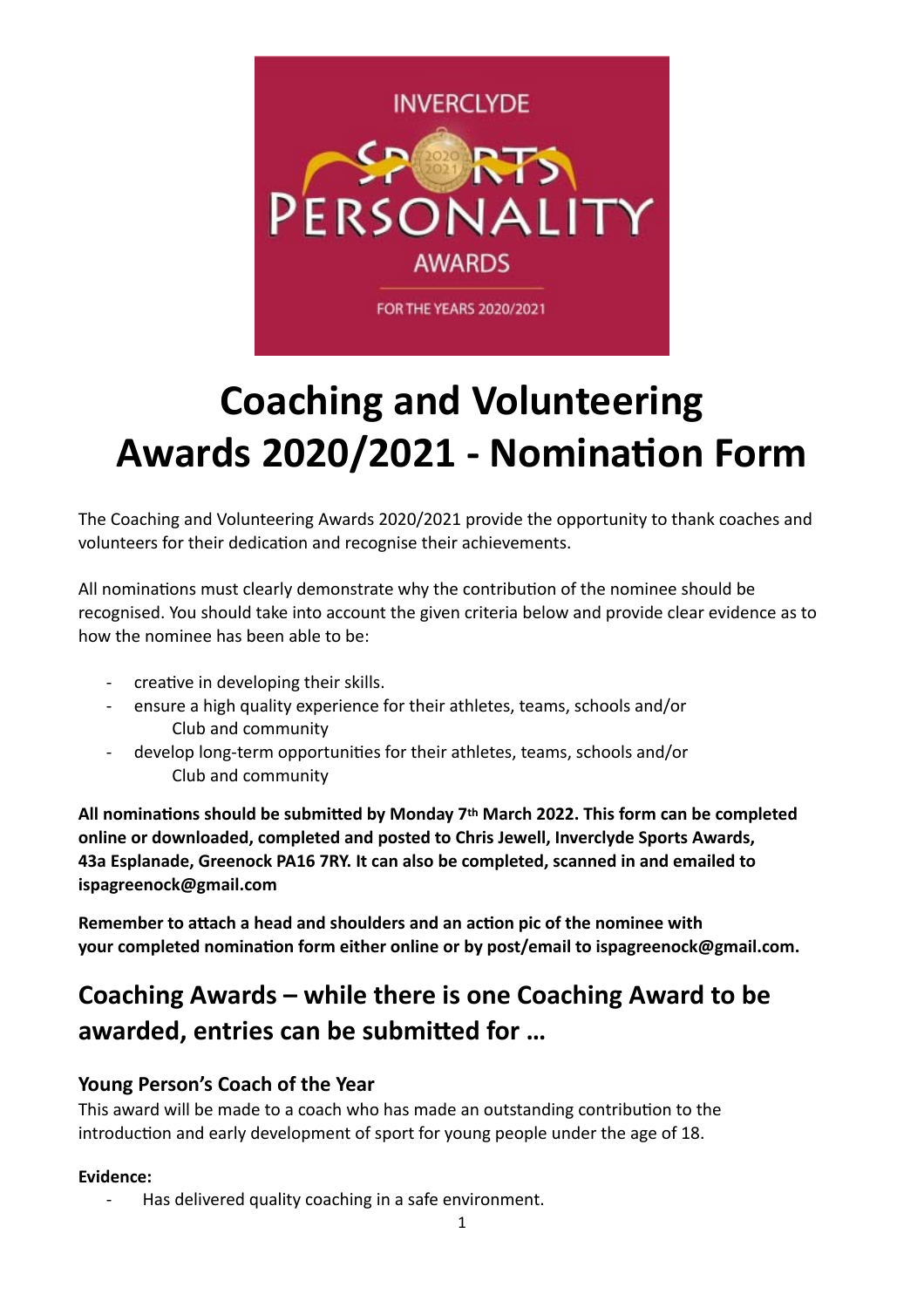INVERCLYDE SPORTS PERSONALITY AWARDS

FOR THE YEARS 2020/2021

# Coaching and Volunteering Awards 2020/2021 - Nomination Form

The Coaching and Volunteering Awards 2020/2021 provide the opportunity to thank coaches and volunteers for their dedication and recognise their achievements.

All nominations must clearly demonstrate why the contribution of the nominee should be recognised. You should take into account the given criteria below and provide clear evidence as to how the nominee has been able to be:

- creative in developing their skills.
- ensure a high quality experience for their athletes, teams, schools and/or Club and community
- develop long-term opportunities for their athletes, teams, schools and/or Club and community

**All nominations should be submitted by Monday 7th March 2022. This form can be completed online or downloaded, completed and posted to Chris Jewell, Inverclyde Sports Awards, 43a Esplanade, Greenock PA16 7RY. It can also be completed, scanned in and emailed to ispagreenock@gmail.com**

**Remember to attach a head and shoulders and an action pic of the nominee with your completed nomination form either online or by post/email to ispagreenock@gmail.com.**

## Coaching Awards – while there is one Coaching Award to be awarded, entries can be submitted for …

### Young Person's Coach of the Year

This award will be made to a coach who has made an outstanding contribution to the introduction and early development of sport for young people under the age of 18.

**Evidence:**

- Has delivered quality coaching in a safe environment.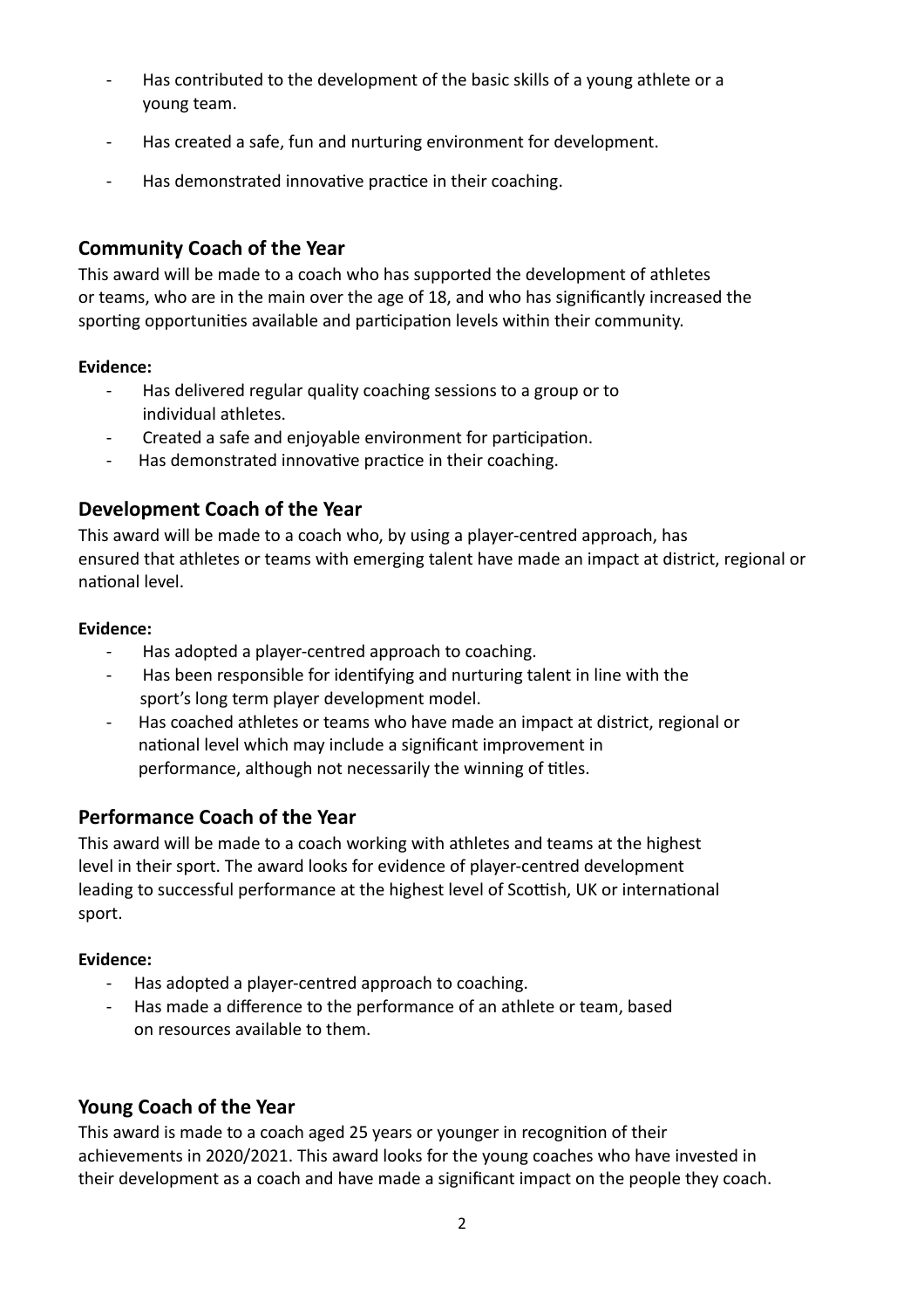- Has contributed to the development of the basic skills of a young athlete or a young team.
- Has created a safe, fun and nurturing environment for development.
- Has demonstrated innovative practice in their coaching.

## Community Coach of the Year

This award will be made to a coach who has supported the development of athletes or teams, who are in the main over the age of 18, and who has significantly increased the sporting opportunities available and participation levels within their community.

**Evidence:**

- Has delivered regular quality coaching sessions to a group or to individual athletes.
- Created a safe and enjoyable environment for participation.
- Has demonstrated innovative practice in their coaching.

## Development Coach of the Year

This award will be made to a coach who, by using a player-centred approach, has ensured that athletes or teams with emerging talent have made an impact at district, regional or national level.

**Evidence:**

- Has adopted a player-centred approach to coaching.
- Has been responsible for identifying and nurturing talent in line with the sport's long term player development model.
- Has coached athletes or teams who have made an impact at district, regional or national level which may include a significant improvement in performance, although not necessarily the winning of titles.

## Performance Coach of the Year

This award will be made to a coach working with athletes and teams at the highest level in their sport. The award looks for evidence of player-centred development leading to successful performance at the highest level of Scottish, UK or international sport.

**Evidence:**

- Has adopted a player-centred approach to coaching.
- Has made a difference to the performance of an athlete or team, based on resources available to them.

## Young Coach of the Year

This award is made to a coach aged 25 years or younger in recognition of their achievements in 2020/2021. This award looks for the young coaches who have invested in their development as a coach and have made a significant impact on the people they coach.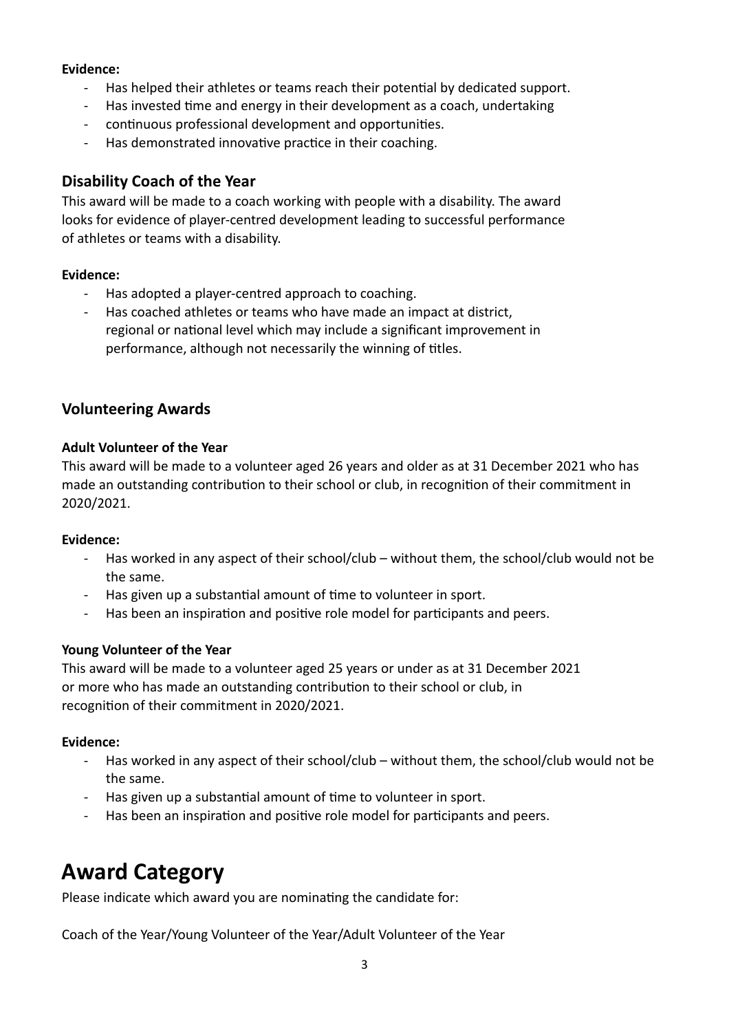**Evidence:**

- Has helped their athletes or teams reach their potential by dedicated support.
- Has invested time and energy in their development as a coach, undertaking
- continuous professional development and opportunities.
- Has demonstrated innovative practice in their coaching.

## Disability Coach of the Year

This award will be made to a coach working with people with a disability. The award looks for evidence of player-centred development leading to successful performance of athletes or teams with a disability.

**Evidence:**

- Has adopted a player-centred approach to coaching.
- Has coached athletes or teams who have made an impact at district, regional or national level which may include a significant improvement in performance, although not necessarily the winning of titles.

## Volunteering Awards

**Adult Volunteer of the Year**

This award will be made to a volunteer aged 26 years and older as at 31 December 2021 who has made an outstanding contribution to their school or club, in recognition of their commitment in 2020/2021.

**Evidence:**

- Has worked in any aspect of their school/club – without them, the school/club would not be the same.
- Has given up a substantial amount of time to volunteer in sport.
- Has been an inspiration and positive role model for participants and peers.

**Young Volunteer of the Year**

This award will be made to a volunteer aged 25 years or under as at 31 December 2021 or more who has made an outstanding contribution to their school or club, in recognition of their commitment in 2020/2021.

**Evidence:**

- Has worked in any aspect of their school/club – without them, the school/club would not be the same.
- Has given up a substantial amount of time to volunteer in sport.
- Has been an inspiration and positive role model for participants and peers.

# Award Category

Please indicate which award you are nominating the candidate for:

Coach of the Year/Young Volunteer of the Year/Adult Volunteer of the Year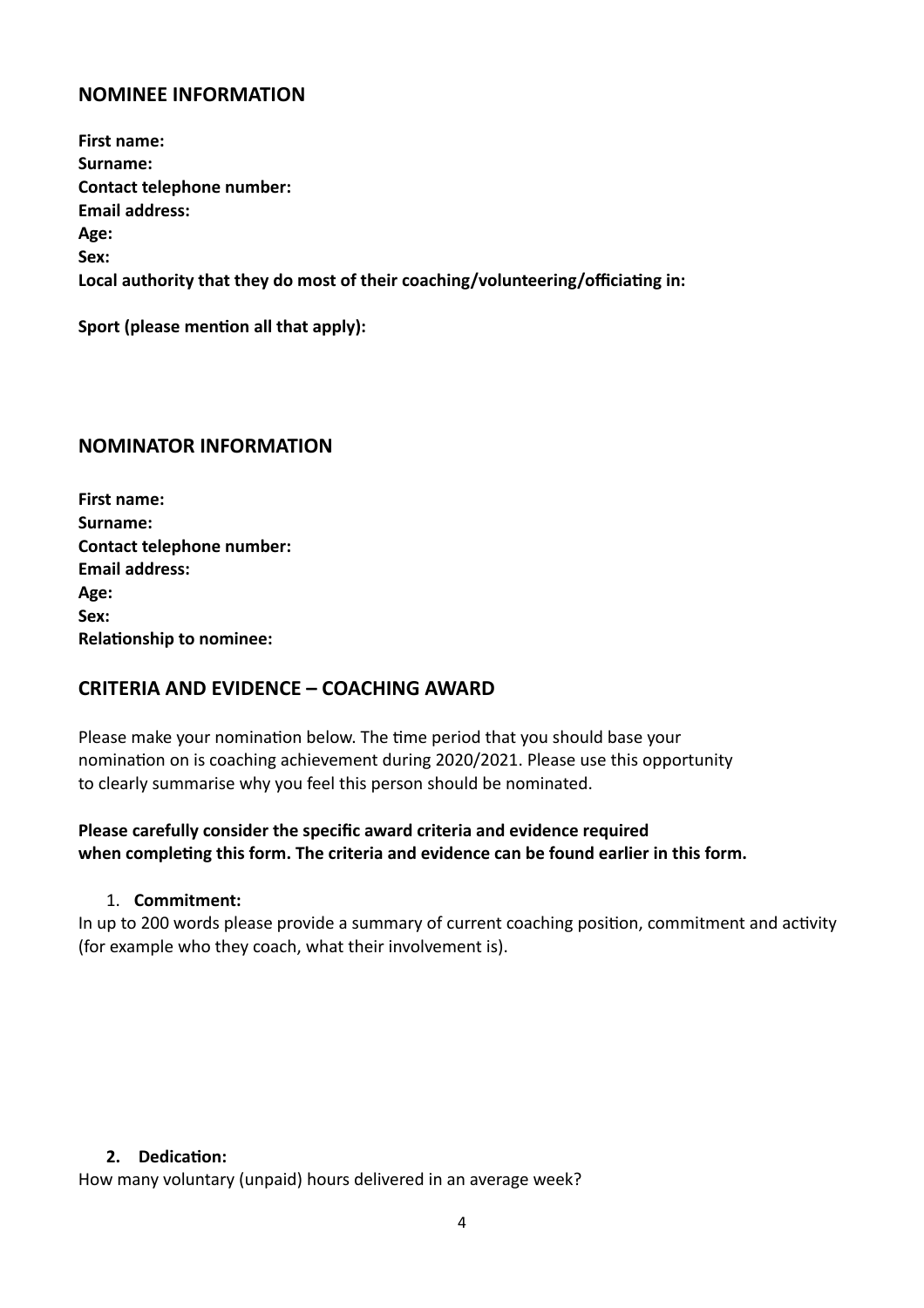## NOMINEE INFORMATION

**First name:**
**Surname:**
**Contact telephone number:**
**Email address:**
**Age:**
**Sex:**
**Local authority that they do most of their coaching/volunteering/officiating in:**

**Sport (please mention all that apply):**

## NOMINATOR INFORMATION

**First name:**
**Surname:**
**Contact telephone number:**
**Email address:**
**Age:**
**Sex:**
**Relationship to nominee:**

## CRITERIA AND EVIDENCE – COACHING AWARD

Please make your nomination below. The time period that you should base your nomination on is coaching achievement during 2020/2021. Please use this opportunity to clearly summarise why you feel this person should be nominated.

**Please carefully consider the specific award criteria and evidence required when completing this form. The criteria and evidence can be found earlier in this form.**

1. **Commitment:**

In up to 200 words please provide a summary of current coaching position, commitment and activity (for example who they coach, what their involvement is).

2. **Dedication:**

How many voluntary (unpaid) hours delivered in an average week?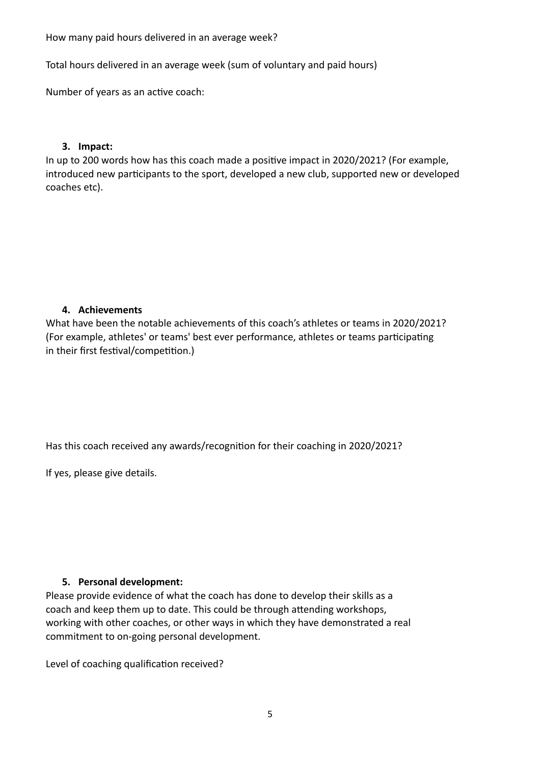How many paid hours delivered in an average week?

Total hours delivered in an average week (sum of voluntary and paid hours)

Number of years as an active coach:

3. **Impact:**

In up to 200 words how has this coach made a positive impact in 2020/2021? (For example, introduced new participants to the sport, developed a new club, supported new or developed coaches etc).

4. **Achievements**

What have been the notable achievements of this coach's athletes or teams in 2020/2021? (For example, athletes' or teams' best ever performance, athletes or teams participating in their first festival/competition.)

Has this coach received any awards/recognition for their coaching in 2020/2021?

If yes, please give details.

5. **Personal development:**

Please provide evidence of what the coach has done to develop their skills as a coach and keep them up to date. This could be through attending workshops, working with other coaches, or other ways in which they have demonstrated a real commitment to on-going personal development.

Level of coaching qualification received?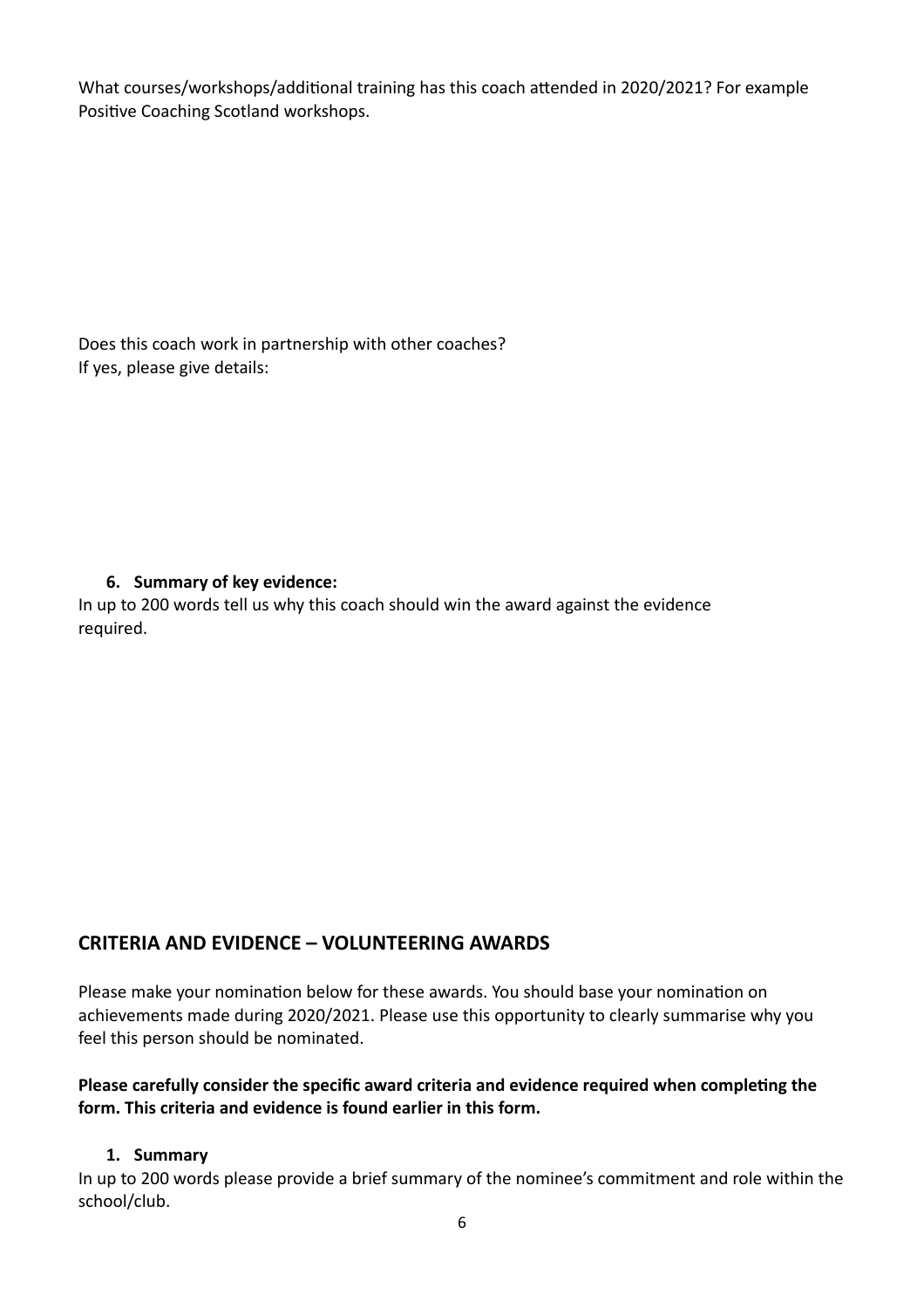What courses/workshops/additional training has this coach attended in 2020/2021? For example Positive Coaching Scotland workshops.

Does this coach work in partnership with other coaches?
If yes, please give details:

6. **Summary of key evidence:**

In up to 200 words tell us why this coach should win the award against the evidence required.

## CRITERIA AND EVIDENCE – VOLUNTEERING AWARDS

Please make your nomination below for these awards. You should base your nomination on achievements made during 2020/2021. Please use this opportunity to clearly summarise why you feel this person should be nominated.

**Please carefully consider the specific award criteria and evidence required when completing the form. This criteria and evidence is found earlier in this form.**

1. **Summary**

In up to 200 words please provide a brief summary of the nominee's commitment and role within the school/club.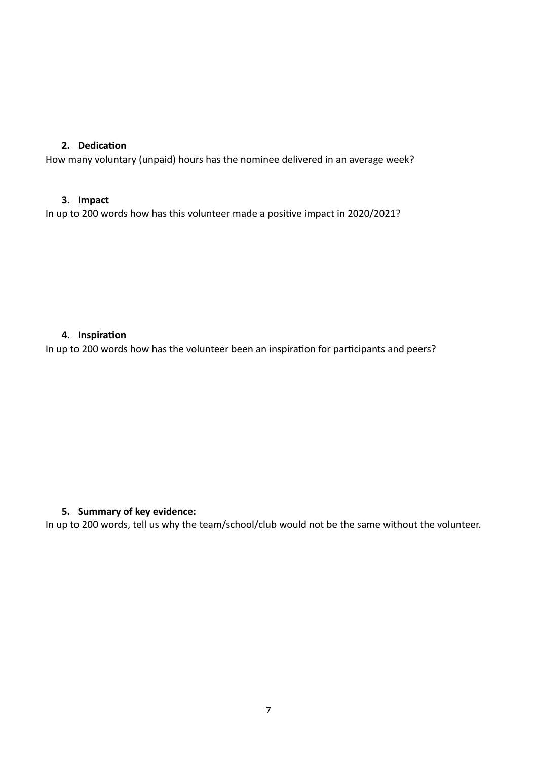2. **Dedication**

How many voluntary (unpaid) hours has the nominee delivered in an average week?

3. **Impact**

In up to 200 words how has this volunteer made a positive impact in 2020/2021?

4. **Inspiration**

In up to 200 words how has the volunteer been an inspiration for participants and peers?

5. **Summary of key evidence:**

In up to 200 words, tell us why the team/school/club would not be the same without the volunteer.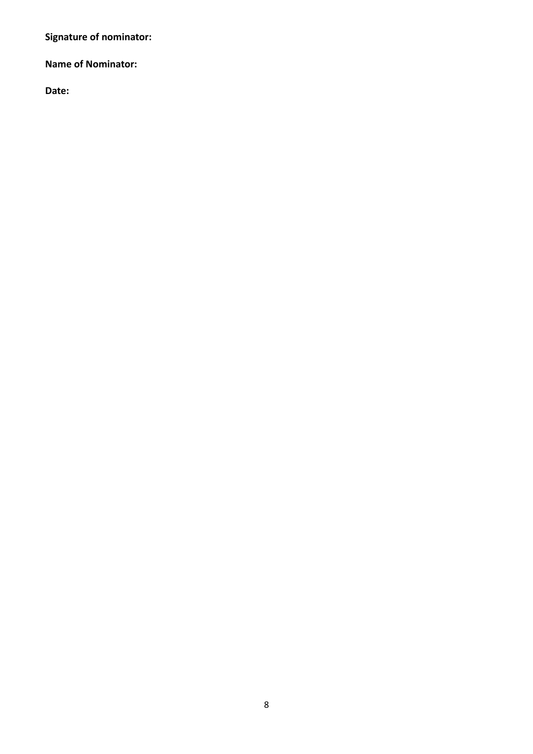**Signature of nominator:**

**Name of Nominator:**

**Date:**